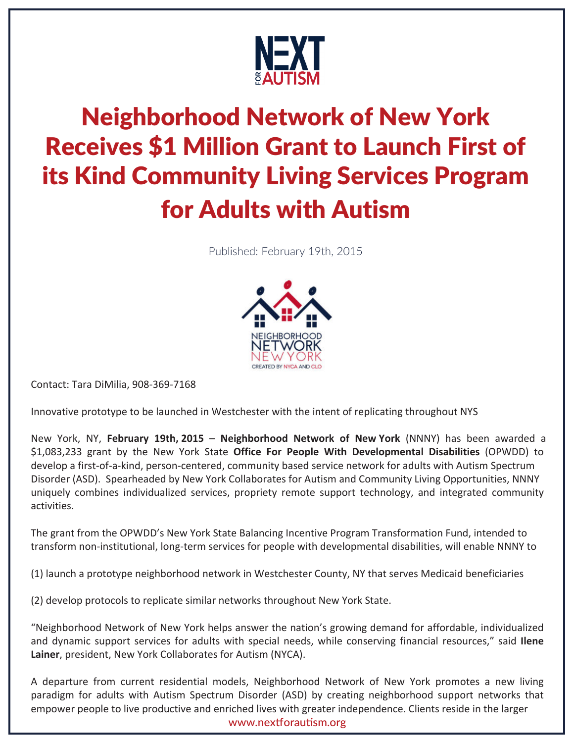# Neighborhood Network of New York Receives $1 Million Grant to Launch First of its Kind Community Living Services Program for Adults with Autism

Published: February 19th, 2015

Contact: Tara DiMilia, 908-369-7168

Innovative prototype to be launched in Westchester with the intent of replicating throughout NYS

New York, NY, **February 19th, 2015** – **Neighborhood Network of New York** (NNNY) has been awarded a $1,083,233 grant by the New York State **Office For People With Developmental Disabilities** (OPWDD) to develop a first-of-a-kind, person-centered, community based service network for adults with Autism Spectrum Disorder (ASD). Spearheaded by New York Collaborates for Autism and Community Living Opportunities, NNNY uniquely combines individualized services, propriety remote support technology, and integrated community activities.

The grant from the OPWDD's New York State Balancing Incentive Program Transformation Fund, intended to transform non-institutional, long-term services for people with developmental disabilities, will enable NNNY to

(1) launch a prototype neighborhood network in Westchester County, NY that serves Medicaid beneficiaries

(2) develop protocols to replicate similar networks throughout New York State.

"Neighborhood Network of New York helps answer the nation's growing demand for affordable, individualized and dynamic support services for adults with special needs, while conserving financial resources," said **Ilene Lainer**, president, New York Collaborates for Autism (NYCA).

A departure from current residential models, Neighborhood Network of New York promotes a new living paradigm for adults with Autism Spectrum Disorder (ASD) by creating neighborhood support networks that empower people to live productive and enriched lives with greater independence. Clients reside in the larger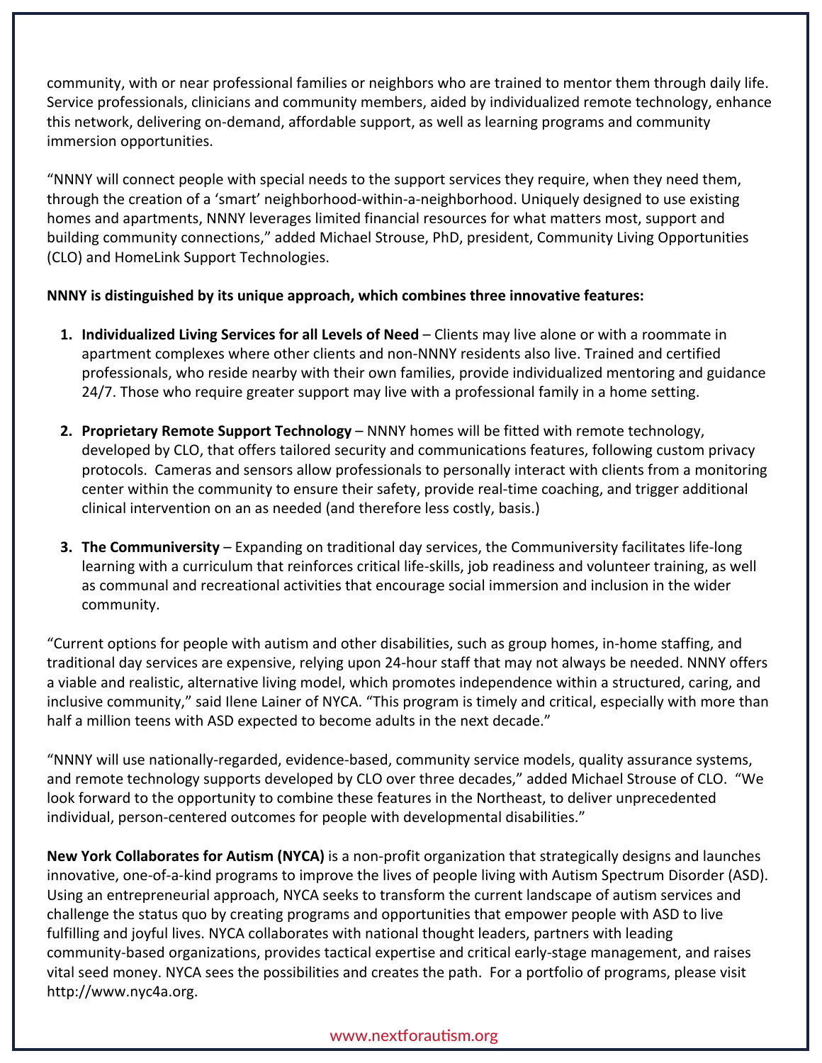community, with or near professional families or neighbors who are trained to mentor them through daily life. Service professionals, clinicians and community members, aided by individualized remote technology, enhance this network, delivering on-demand, affordable support, as well as learning programs and community immersion opportunities.

"NNNY will connect people with special needs to the support services they require, when they need them, through the creation of a 'smart' neighborhood-within-a-neighborhood. Uniquely designed to use existing homes and apartments, NNNY leverages limited financial resources for what matters most, support and building community connections," added Michael Strouse, PhD, president, Community Living Opportunities (CLO) and HomeLink Support Technologies.

**NNNY is distinguished by its unique approach, which combines three innovative features:**

1. **Individualized Living Services for all Levels of Need** – Clients may live alone or with a roommate in apartment complexes where other clients and non-NNNY residents also live. Trained and certified professionals, who reside nearby with their own families, provide individualized mentoring and guidance 24/7. Those who require greater support may live with a professional family in a home setting.

2. **Proprietary Remote Support Technology** – NNNY homes will be fitted with remote technology, developed by CLO, that offers tailored security and communications features, following custom privacy protocols. Cameras and sensors allow professionals to personally interact with clients from a monitoring center within the community to ensure their safety, provide real-time coaching, and trigger additional clinical intervention on an as needed (and therefore less costly, basis.)

3. **The Communiversity** – Expanding on traditional day services, the Communiversity facilitates life-long learning with a curriculum that reinforces critical life-skills, job readiness and volunteer training, as well as communal and recreational activities that encourage social immersion and inclusion in the wider community.

"Current options for people with autism and other disabilities, such as group homes, in-home staffing, and traditional day services are expensive, relying upon 24-hour staff that may not always be needed. NNNY offers a viable and realistic, alternative living model, which promotes independence within a structured, caring, and inclusive community," said Ilene Lainer of NYCA. "This program is timely and critical, especially with more than half a million teens with ASD expected to become adults in the next decade."

"NNNY will use nationally-regarded, evidence-based, community service models, quality assurance systems, and remote technology supports developed by CLO over three decades," added Michael Strouse of CLO. "We look forward to the opportunity to combine these features in the Northeast, to deliver unprecedented individual, person-centered outcomes for people with developmental disabilities."

**New York Collaborates for Autism (NYCA)** is a non-profit organization that strategically designs and launches innovative, one-of-a-kind programs to improve the lives of people living with Autism Spectrum Disorder (ASD). Using an entrepreneurial approach, NYCA seeks to transform the current landscape of autism services and challenge the status quo by creating programs and opportunities that empower people with ASD to live fulfilling and joyful lives. NYCA collaborates with national thought leaders, partners with leading community-based organizations, provides tactical expertise and critical early-stage management, and raises vital seed money. NYCA sees the possibilities and creates the path. For a portfolio of programs, please visit http://www.nyc4a.org.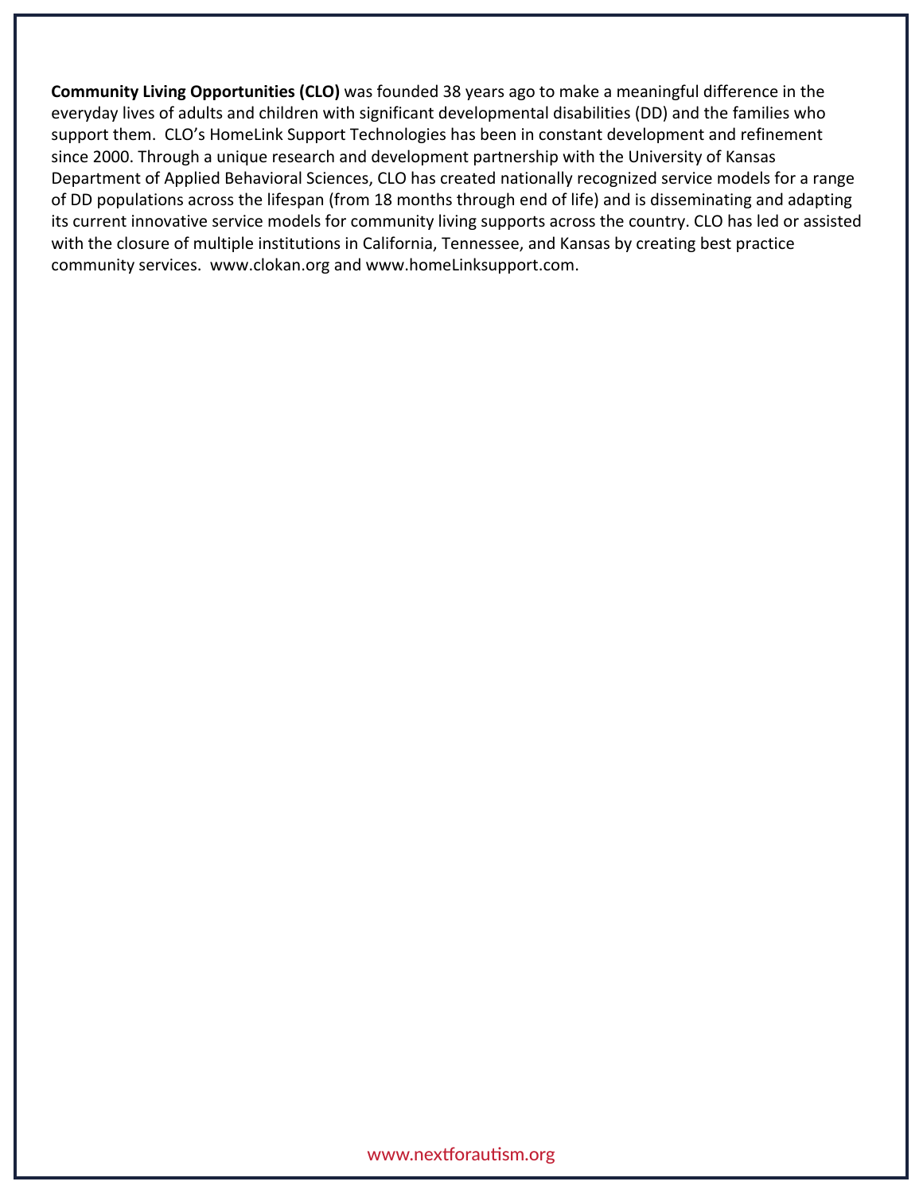**Community Living Opportunities (CLO)** was founded 38 years ago to make a meaningful difference in the everyday lives of adults and children with significant developmental disabilities (DD) and the families who support them. CLO's HomeLink Support Technologies has been in constant development and refinement since 2000. Through a unique research and development partnership with the University of Kansas Department of Applied Behavioral Sciences, CLO has created nationally recognized service models for a range of DD populations across the lifespan (from 18 months through end of life) and is disseminating and adapting its current innovative service models for community living supports across the country. CLO has led or assisted with the closure of multiple institutions in California, Tennessee, and Kansas by creating best practice community services. www.clokan.org and www.homeLinksupport.com.